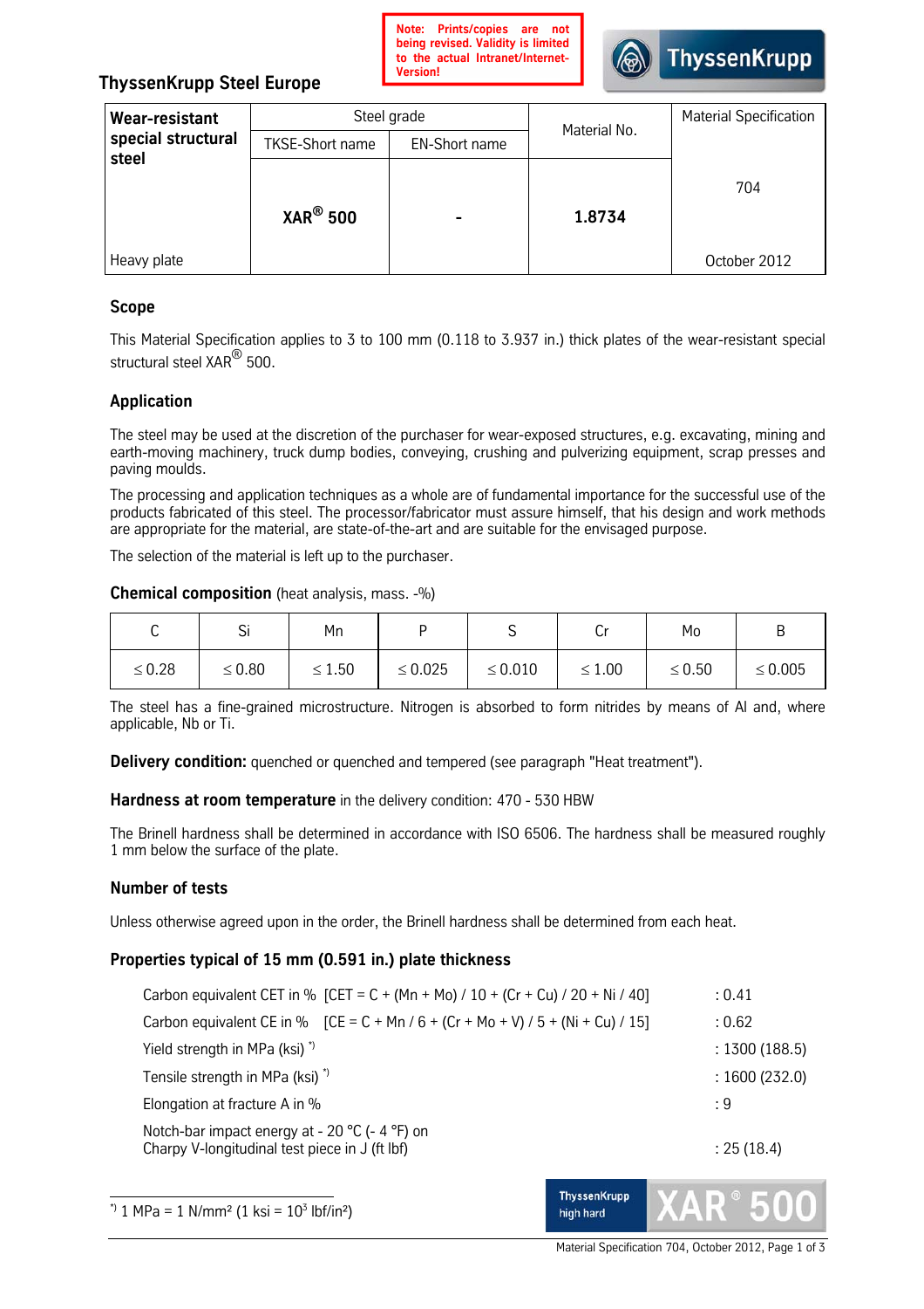Note: Prints/copies are not being revised. Validity is limited to the actual Intranet/Internet-Version!

**ThyssenKrupp Steel Europe**

| Wear-resistant special structural steel | Steel grade | | Material No. | Material Specification |
|---|---|---|---|---|
| | TKSE-Short name | EN-Short name | | |
| Heavy plate | **XAR® 500** | **-** | **1.8734** | 704<br>October 2012 |

## Scope

This Material Specification applies to 3 to 100 mm (0.118 to 3.937 in.) thick plates of the wear-resistant special structural steel XAR® 500.

## Application

The steel may be used at the discretion of the purchaser for wear-exposed structures, e.g. excavating, mining and earth-moving machinery, truck dump bodies, conveying, crushing and pulverizing equipment, scrap presses and paving moulds.

The processing and application techniques as a whole are of fundamental importance for the successful use of the products fabricated of this steel. The processor/fabricator must assure himself, that his design and work methods are appropriate for the material, are state-of-the-art and are suitable for the envisaged purpose.

The selection of the material is left up to the purchaser.

**Chemical composition** (heat analysis, mass. -%)

| C | Si | Mn | P | S | Cr | Mo | B |
|---|---|---|---|---|---|---|---|
| ≤ 0.28 | ≤ 0.80 | ≤ 1.50 | ≤ 0.025 | ≤ 0.010 | ≤ 1.00 | ≤ 0.50 | ≤ 0.005 |

The steel has a fine-grained microstructure. Nitrogen is absorbed to form nitrides by means of Al and, where applicable, Nb or Ti.

**Delivery condition:** quenched or quenched and tempered (see paragraph "Heat treatment").

**Hardness at room temperature** in the delivery condition: 470 - 530 HBW

The Brinell hardness shall be determined in accordance with ISO 6506. The hardness shall be measured roughly 1 mm below the surface of the plate.

## Number of tests

Unless otherwise agreed upon in the order, the Brinell hardness shall be determined from each heat.

## Properties typical of 15 mm (0.591 in.) plate thickness

| | |
|---|---|
| Carbon equivalent CET in % [CET = C + (Mn + Mo) / 10 + (Cr + Cu) / 20 + Ni / 40] | : 0.41 |
| Carbon equivalent CE in % [CE = C + Mn / 6 + (Cr + Mo + V) / 5 + (Ni + Cu) / 15] | : 0.62 |
| Yield strength in MPa (ksi) *) | : 1300 (188.5) |
| Tensile strength in MPa (ksi) *) | : 1600 (232.0) |
| Elongation at fracture A in % | : 9 |
| Notch-bar impact energy at - 20 °C (- 4 °F) on Charpy V-longitudinal test piece in J (ft lbf) | : 25 (18.4) |

*) 1 MPa = 1 N/mm² (1 ksi = $10^3$ lbf/in²)

ThyssenKrupp high hard XAR® 500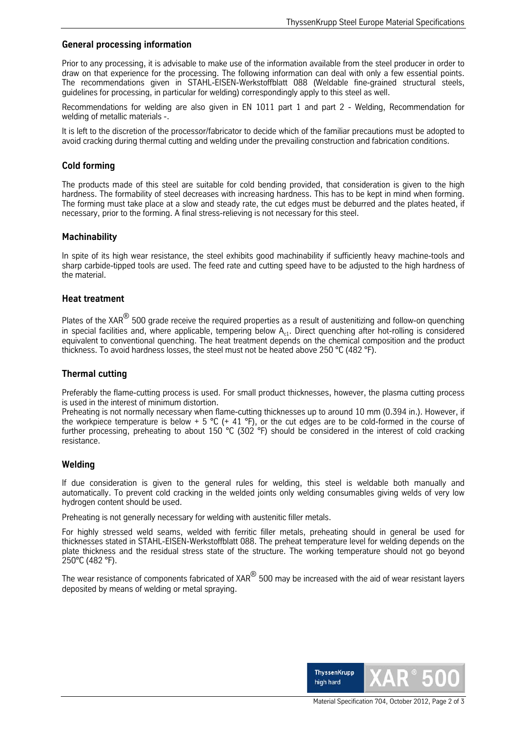## General processing information

Prior to any processing, it is advisable to make use of the information available from the steel producer in order to draw on that experience for the processing. The following information can deal with only a few essential points. The recommendations given in STAHL-EISEN-Werkstoffblatt 088 (Weldable fine-grained structural steels, guidelines for processing, in particular for welding) correspondingly apply to this steel as well.

Recommendations for welding are also given in EN 1011 part 1 and part 2 - Welding, Recommendation for welding of metallic materials -.

It is left to the discretion of the processor/fabricator to decide which of the familiar precautions must be adopted to avoid cracking during thermal cutting and welding under the prevailing construction and fabrication conditions.

## Cold forming

The products made of this steel are suitable for cold bending provided, that consideration is given to the high hardness. The formability of steel decreases with increasing hardness. This has to be kept in mind when forming. The forming must take place at a slow and steady rate, the cut edges must be deburred and the plates heated, if necessary, prior to the forming. A final stress-relieving is not necessary for this steel.

## Machinability

In spite of its high wear resistance, the steel exhibits good machinability if sufficiently heavy machine-tools and sharp carbide-tipped tools are used. The feed rate and cutting speed have to be adjusted to the high hardness of the material.

## Heat treatment

Plates of the XAR® 500 grade receive the required properties as a result of austenitizing and follow-on quenching in special facilities and, where applicable, tempering below $A_{c1}$. Direct quenching after hot-rolling is considered equivalent to conventional quenching. The heat treatment depends on the chemical composition and the product thickness. To avoid hardness losses, the steel must not be heated above 250 °C (482 °F).

## Thermal cutting

Preferably the flame-cutting process is used. For small product thicknesses, however, the plasma cutting process is used in the interest of minimum distortion.

Preheating is not normally necessary when flame-cutting thicknesses up to around 10 mm (0.394 in.). However, if the workpiece temperature is below + 5 °C (+ 41 °F), or the cut edges are to be cold-formed in the course of further processing, preheating to about 150 °C (302 °F) should be considered in the interest of cold cracking resistance.

## Welding

If due consideration is given to the general rules for welding, this steel is weldable both manually and automatically. To prevent cold cracking in the welded joints only welding consumables giving welds of very low hydrogen content should be used.

Preheating is not generally necessary for welding with austenitic filler metals.

For highly stressed weld seams, welded with ferritic filler metals, preheating should in general be used for thicknesses stated in STAHL-EISEN-Werkstoffblatt 088. The preheat temperature level for welding depends on the plate thickness and the residual stress state of the structure. The working temperature should not go beyond 250°C (482 °F).

The wear resistance of components fabricated of XAR® 500 may be increased with the aid of wear resistant layers deposited by means of welding or metal spraying.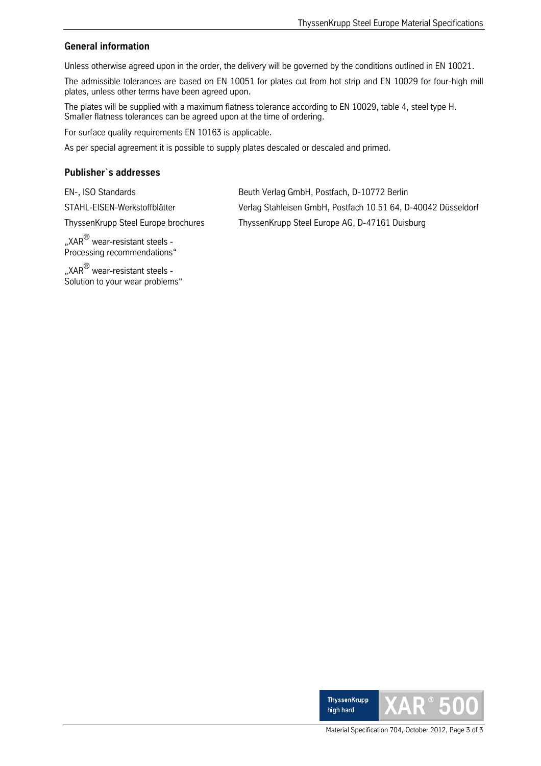## General information

Unless otherwise agreed upon in the order, the delivery will be governed by the conditions outlined in EN 10021.

The admissible tolerances are based on EN 10051 for plates cut from hot strip and EN 10029 for four-high mill plates, unless other terms have been agreed upon.

The plates will be supplied with a maximum flatness tolerance according to EN 10029, table 4, steel type H. Smaller flatness tolerances can be agreed upon at the time of ordering.

For surface quality requirements EN 10163 is applicable.

As per special agreement it is possible to supply plates descaled or descaled and primed.

## Publisher`s addresses

| | |
|---|---|
| EN-, ISO Standards | Beuth Verlag GmbH, Postfach, D-10772 Berlin |
| STAHL-EISEN-Werkstoffblätter | Verlag Stahleisen GmbH, Postfach 10 51 64, D-40042 Düsseldorf |
| ThyssenKrupp Steel Europe brochures | ThyssenKrupp Steel Europe AG, D-47161 Duisburg |
| „XAR® wear-resistant steels - Processing recommendations“ | |
| „XAR® wear-resistant steels - Solution to your wear problems“ | |